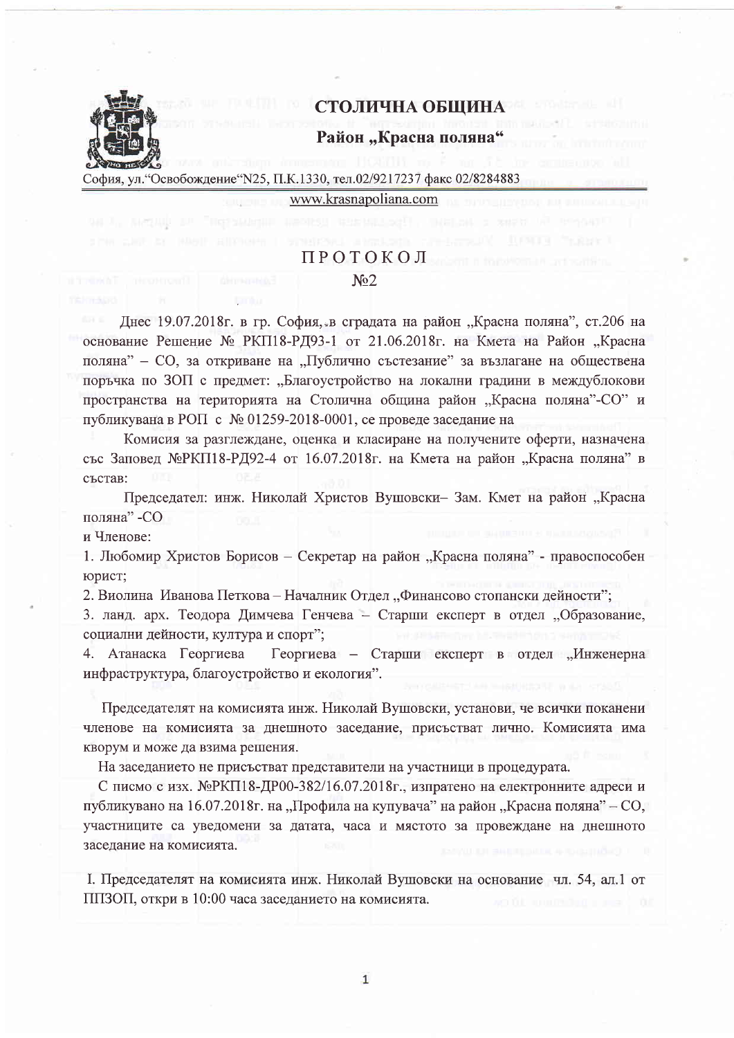## СТОЛИЧНА ОБЩИНА
### Район „Красна поляна"

София, ул."Освобождение"N25, П.К.1330, тел.02/9217237 факс 02/8284883
www.krasnapoliana.com

# ПРОТОКОЛ
## №2

Днес 19.07.2018г. в гр. София, в сградата на район „Красна поляна", ст.206 на основание Решение № РКП18-РД93-1 от 21.06.2018г. на Кмета на Район „Красна поляна" – СО, за откриване на „Публично състезание" за възлагане на обществена поръчка по ЗОП с предмет: „Благоустройство на локални градини в междублокови пространства на територията на Столична община район „Красна поляна"-СО" и публикувана в РОП с № 01259-2018-0001, се проведе заседание на

Комисия за разглеждане, оценка и класиране на получените оферти, назначена със Заповед №РКП18-РД92-4 от 16.07.2018г. на Кмета на район „Красна поляна" в състав:

Председател: инж. Николай Христов Вушовски– Зам. Кмет на район „Красна поляна" -СО

и Членове:

1. Любомир Христов Борисов – Секретар на район „Красна поляна" - правоспособен юрист;
2. Виолина Иванова Петкова – Началник Отдел „Финансово стопански дейности";
3. ланд. арх. Теодора Димчева Генчева – Старши експерт в отдел „Образование, социални дейности, култура и спорт";
4. Атанаска Георгиева Георгиева – Старши експерт в отдел „Инженерна инфраструктура, благоустройство и екология".

Председателят на комисията инж. Николай Вушовски, установи, че всички поканени членове на комисията за днешното заседание, присъстват лично. Комисията има кворум и може да взима решения.

На заседанието не присъстват представители на участници в процедурата.

С писмо с изх. №РКП18-ДР00-382/16.07.2018г., изпратено на електронните адреси и публикувано на 16.07.2018г. на „Профила на купувача" на район „Красна поляна" – СО, участниците са уведомени за датата, часа и мястото за провеждане на днешното заседание на комисията.

I. Председателят на комисията инж. Николай Вушовски на основание чл. 54, ал.1 от ППЗОП, откри в 10:00 часа заседанието на комисията.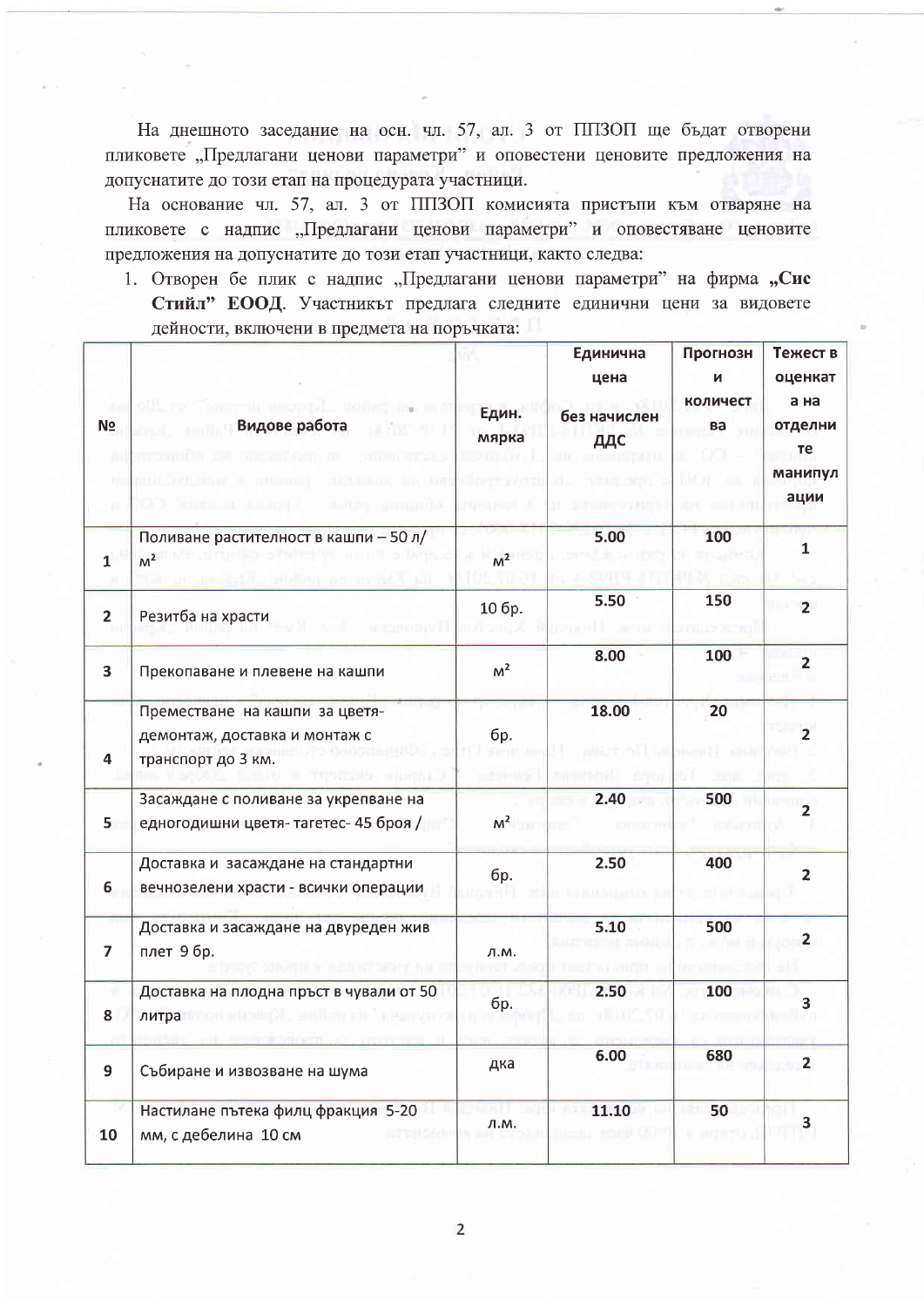На днешното заседание на осн. чл. 57, ал. 3 от ППЗОП ще бъдат отворени пликовете „Предлагани ценови параметри" и оповестени ценовите предложения на допуснатите до този етап на процедурата участници.

На основание чл. 57, ал. 3 от ППЗОП комисията пристъпи към отваряне на пликовете с надпис „Предлагани ценови параметри" и оповестяване ценовите предложения на допуснатите до този етап участници, както следва:

1. Отворен бе плик с надпис „Предлагани ценови параметри" на фирма **„Сис Стийл" ЕООД**. Участникът предлага следните единични цени за видовете дейности, включени в предмета на поръчката:

| № | Видове работа | Едни. мярка | Единична цена без начислен ДДС | Прогнозни количества | Тежест в оценката на отделните манипулации |
|---|---|---|---|---|---|
| 1 | Поливане растителност в кашпи – 50 л/ м² | м² | 5.00 | 100 | 1 |
| 2 | Резитба на храсти | 10 бр. | 5.50 | 150 | 2 |
| 3 | Прекопаване и плевене на кашпи | м² | 8.00 | 100 | 2 |
| 4 | Преместване на кашпи за цветя-демонтаж, доставка и монтаж с транспорт до 3 км. | бр. | 18.00 | 20 | 2 |
| 5 | Засаждане с поливане за укрепване на едногодишни цветя- тагетес- 45 броя / | м² | 2.40 | 500 | 2 |
| 6 | Доставка и засаждане на стандартни вечнозелени храсти - всички операции | бр. | 2.50 | 400 | 2 |
| 7 | Доставка и засаждане на двуреден жив плет 9 бр. | л.м. | 5.10 | 500 | 2 |
| 8 | Доставка на плодна пръст в чували от 50 литра | бр. | 2.50 | 100 | 3 |
| 9 | Събиране и извозване на шума | дка | 6.00 | 680 | 2 |
| 10 | Настилане пътека филц фракция 5-20 мм, с дебелина 10 см | л.м. | 11.10 | 50 | 3 |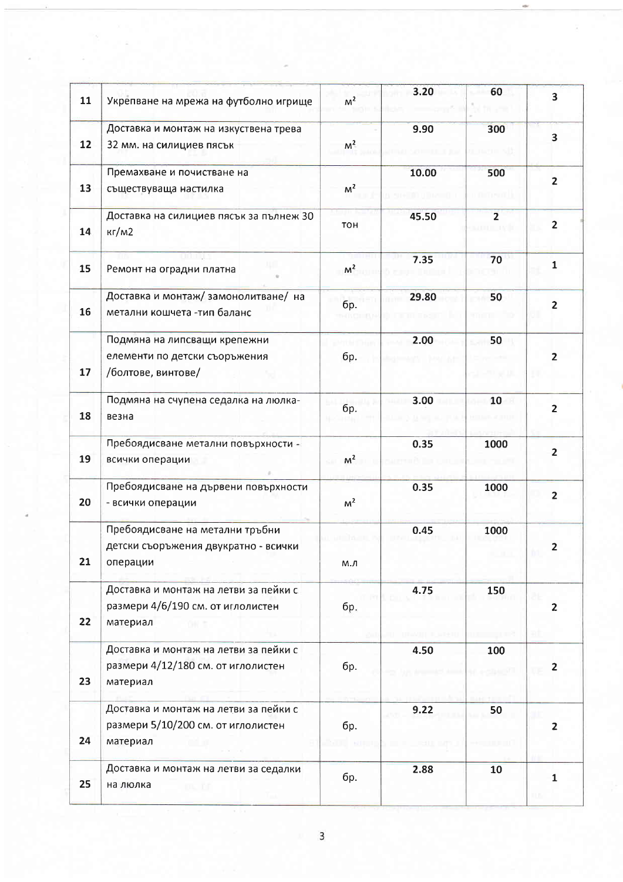| 11 | Укрепване на мрежа на футболно игрище | м$^2$ | 3.20 | 60 | 3 |
|---|---|---|---|---|---|
| 12 | Доставка и монтаж на изкуствена трева 32 мм. на силициев пясък | м$^2$ | 9.90 | 300 | 3 |
| 13 | Премахване и почистване на съществуваща настилка | м$^2$ | 10.00 | 500 | 2 |
| 14 | Доставка на силициев пясък за пълнеж 30 кг/м2 | тон | 45.50 | 2 | 2 |
| 15 | Ремонт на оградни платна | м$^2$ | 7.35 | 70 | 1 |
| 16 | Доставка и монтаж/ замонолитване/ на метални кошчета -тип баланс | бр. | 29.80 | 50 | 2 |
| 17 | Подмяна на липсващи крепежни елементи по детски съоръжения /болтове, винтове/ | бр. | 2.00 | 50 | 2 |
| 18 | Подмяна на счупена седалка на люлка-везна | бр. | 3.00 | 10 | 2 |
| 19 | Пребоядисване метални повърхности - всички операции | м$^2$ | 0.35 | 1000 | 2 |
| 20 | Пребоядисване на дървени повърхности - всички операции | м$^2$ | 0.35 | 1000 | 2 |
| 21 | Пребоядисване на метални тръбни детски съоръжения двукратно - всички операции | м.л | 0.45 | 1000 | 2 |
| 22 | Доставка и монтаж на летви за пейки с размери 4/6/190 см. от иглолистен материал | бр. | 4.75 | 150 | 2 |
| 23 | Доставка и монтаж на летви за пейки с размери 4/12/180 см. от иглолистен материал | бр. | 4.50 | 100 | 2 |
| 24 | Доставка и монтаж на летви за пейки с размери 5/10/200 см. от иглолистен материал | бр. | 9.22 | 50 | 2 |
| 25 | Доставка и монтаж на летви за седалки на люлка | бр. | 2.88 | 10 | 1 |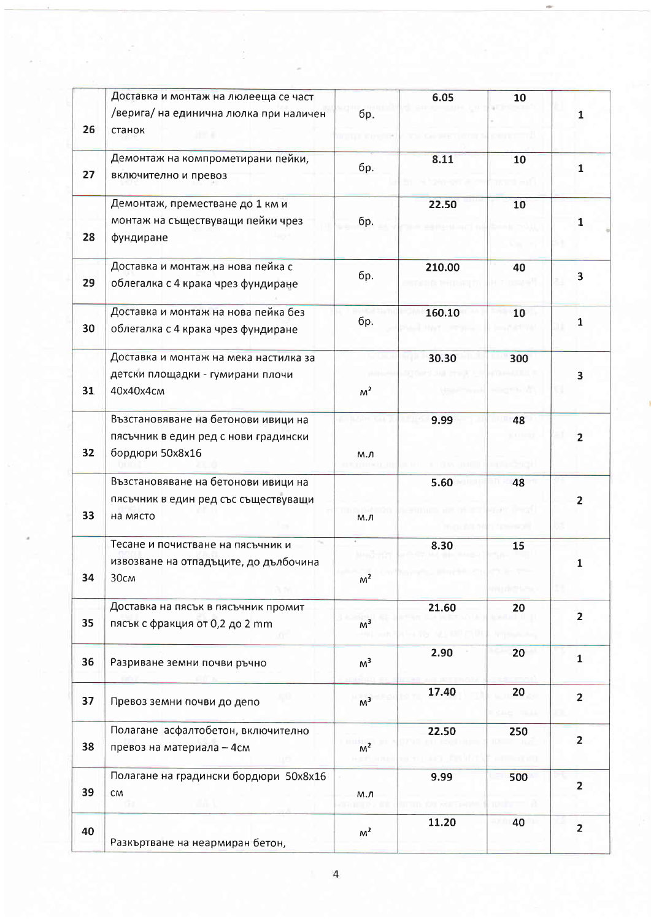| 26 | Доставка и монтаж на люлееща се част /верига/ на единична люлка при наличен станок | бр. | 6.05 | 10 | 1 |
|---|---|---|---|---|---|
| 27 | Демонтаж на компрометирани пейки, включително и превоз | бр. | 8.11 | 10 | 1 |
| 28 | Демонтаж, преместване до 1 км и монтаж на съществуващи пейки чрез фундиране | бр. | 22.50 | 10 | 1 |
| 29 | Доставка и монтаж на нова пейка с облегалка с 4 крака чрез фундиране | бр. | 210.00 | 40 | 3 |
| 30 | Доставка и монтаж на нова пейка без облегалка с 4 крака чрез фундиране | бр. | 160.10 | 10 | 1 |
| 31 | Доставка и монтаж на мека настилка за детски площадки - гумирани плочи 40х40х4см | м$^2$ | 30.30 | 300 | 3 |
| 32 | Възстановяване на бетонови ивици на пясъчник в един ред с нови градински бордюри 50х8х16 | м.л | 9.99 | 48 | 2 |
| 33 | Възстановяване на бетонови ивици на пясъчник в един ред със съществуващи на място | м.л | 5.60 | 48 | 2 |
| 34 | Тесане и почистване на пясъчник и извозване на отпадъците, до дълбочина 30см | м$^2$ | 8.30 | 15 | 1 |
| 35 | Доставка на пясък в пясъчник промит пясък с фракция от 0,2 до 2 mm | м$^3$ | 21.60 | 20 | 2 |
| 36 | Разриване земни почви ръчно | м$^3$ | 2.90 | 20 | 1 |
| 37 | Превоз земни почви до депо | м$^3$ | 17.40 | 20 | 2 |
| 38 | Полагане асфалтобетон, включително превоз на материала – 4см | м$^2$ | 22.50 | 250 | 2 |
| 39 | Полагане на градински бордюри 50х8х16 см | м.л | 9.99 | 500 | 2 |
| 40 | Разкъртване на неармиран бетон, | м$^2$ | 11.20 | 40 | 2 |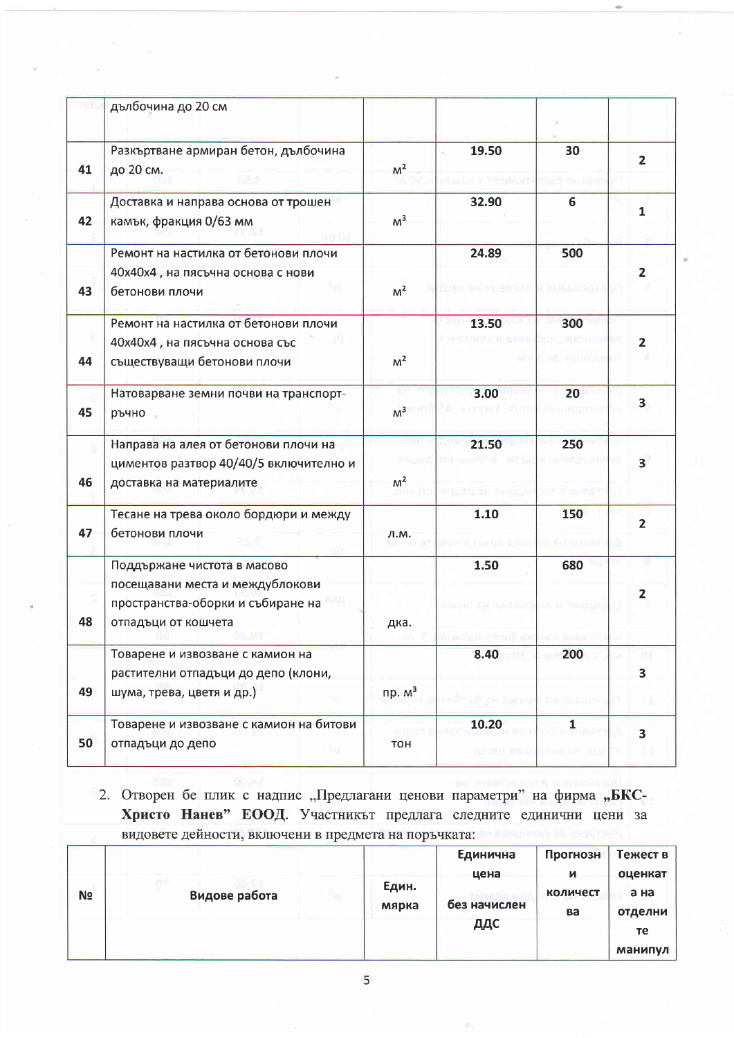| | | | | | |
|---|---|---|---|---|---|
| | дълбочина до 20 см | | | | |
| 41 | Разкъртване армиран бетон, дълбочина до 20 см. | $м^2$ | 19.50 | 30 | 2 |
| 42 | Доставка и направа основа от трошен камък, фракция 0/63 мм | $м^3$ | 32.90 | 6 | 1 |
| 43 | Ремонт на настилка от бетонови плочи 40х40х4 , на пясъчна основа с нови бетонови плочи | $м^2$ | 24.89 | 500 | 2 |
| 44 | Ремонт на настилка от бетонови плочи 40х40х4 , на пясъчна основа със съществуващи бетонови плочи | $м^2$ | 13.50 | 300 | 2 |
| 45 | Натоварване земни почви на транспорт-ръчно | $м^3$ | 3.00 | 20 | 3 |
| 46 | Направа на алея от бетонови плочи на циментов разтвор 40/40/5 включително и доставка на материалите | $м^2$ | 21.50 | 250 | 3 |
| 47 | Тесане на трева около бордюри и между бетонови плочи | л.м. | 1.10 | 150 | 2 |
| 48 | Поддържане чистота в масово посещавани места и междублокови пространства-оборки и събиране на отпадъци от кошчета | дка. | 1.50 | 680 | 2 |
| 49 | Товарене и извозване с камион на растителни отпадъци до депо (клони, шума, трева, цветя и др.) | пр. $м^3$ | 8.40 | 200 | 3 |
| 50 | Товарене и извозване с камион на битови отпадъци до депо | тон | 10.20 | 1 | 3 |

2. Отворен бе плик с надпис „Предлагани ценови параметри" на фирма **„БКС-Христо Нанев" ЕООД**. Участникът предлага следните единични цени за видовете дейности, включени в предмета на поръчката:

| № | Видове работа | Един. мярка | Единична цена без начислен ДДС | Прогнозни количества | Тежест в оценката на отделните манипул |
|---|---|---|---|---|---|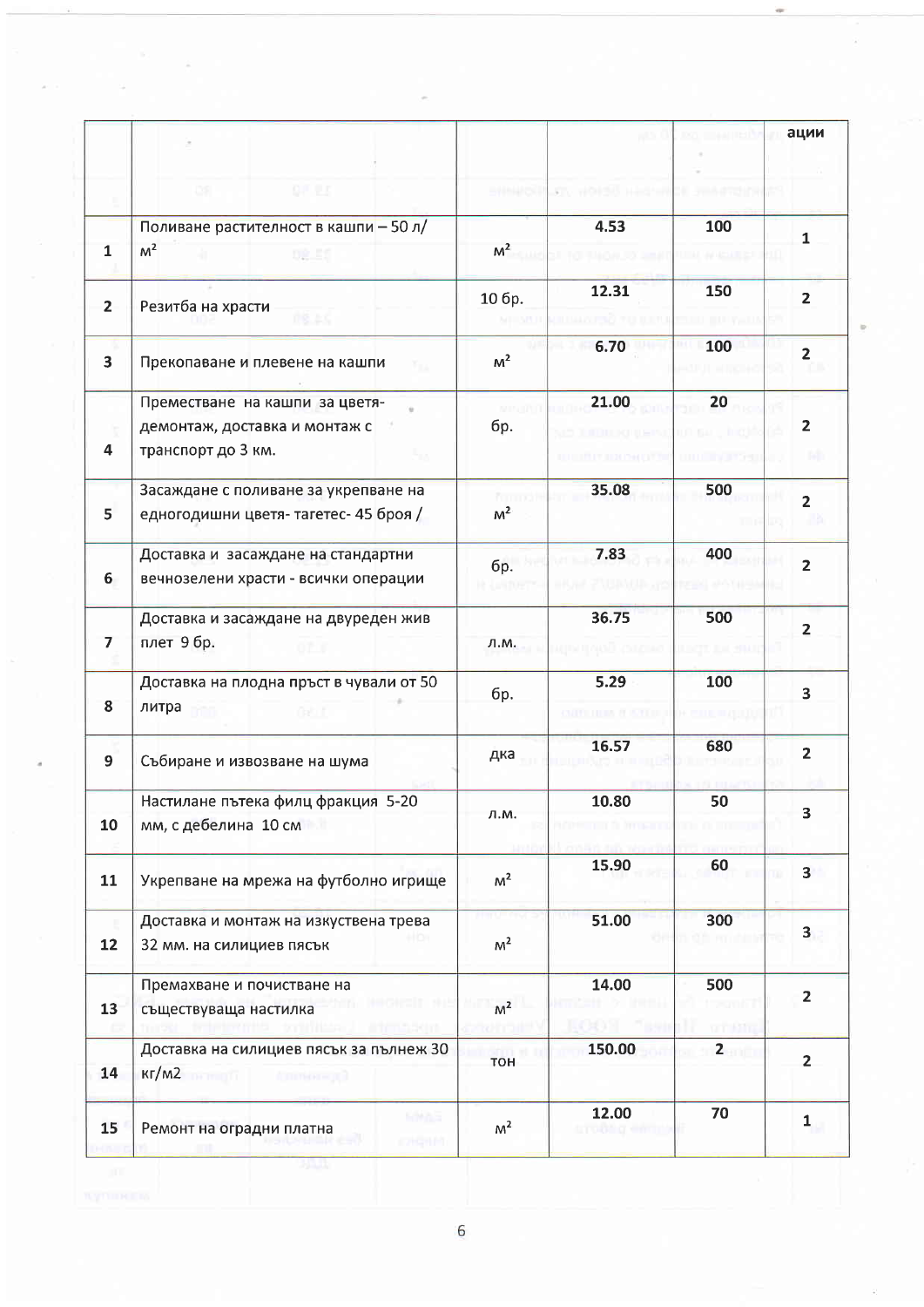|  |  |  |  |  | ации |
|---|---|---|---|---|---|
| 1 | Поливане растителност в кашпи – 50 л/ $м^2$ | $м^2$ | 4.53 | 100 | 1 |
| 2 | Резитба на храсти | 10 бр. | 12.31 | 150 | 2 |
| 3 | Прекопаване и плевене на кашпи | $м^2$ | 6.70 | 100 | 2 |
| 4 | Преместване на кашпи за цветя- демонтаж, доставка и монтаж с транспорт до 3 км. | бр. | 21.00 | 20 | 2 |
| 5 | Засаждане с поливане за укрепване на едногодишни цветя- тагетес- 45 броя / | $м^2$ | 35.08 | 500 | 2 |
| 6 | Доставка и засаждане на стандартни вечнозелени храсти - всички операции | бр. | 7.83 | 400 | 2 |
| 7 | Доставка и засаждане на двуреден жив плет 9 бр. | л.м. | 36.75 | 500 | 2 |
| 8 | Доставка на плодна пръст в чували от 50 литра | бр. | 5.29 | 100 | 3 |
| 9 | Събиране и извозване на шума | дка | 16.57 | 680 | 2 |
| 10 | Настилане пътека филц фракция 5-20 мм, с дебелина 10 см | л.м. | 10.80 | 50 | 3 |
| 11 | Укрепване на мрежа на футболно игрище | $м^2$ | 15.90 | 60 | 3 |
| 12 | Доставка и монтаж на изкуствена трева 32 мм. на силициев пясък | $м^2$ | 51.00 | 300 | 3 |
| 13 | Премахване и почистване на съществуваща настилка | $м^2$ | 14.00 | 500 | 2 |
| 14 | Доставка на силициев пясък за пълнеж 30 кг/м2 | тон | 150.00 | 2 | 2 |
| 15 | Ремонт на оградни платна | $м^2$ | 12.00 | 70 | 1 |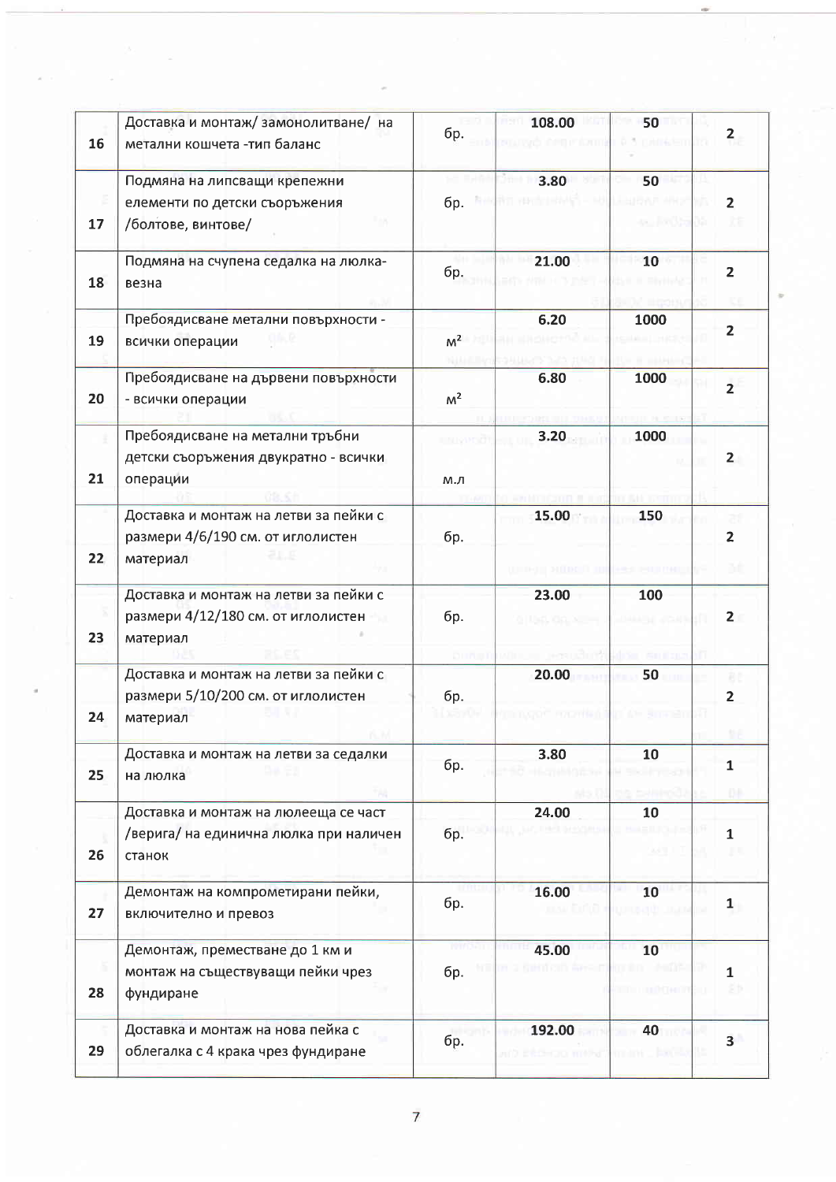| 16 | Доставка и монтаж/ замонолитване/ на метални кошчета -тип баланс | бр. | 108.00 | 50 | 2 |
|---|---|---|---|---|---|
| 17 | Подмяна на липсващи крепежни елементи по детски съоръжения /болтове, винтове/ | бр. | 3.80 | 50 | 2 |
| 18 | Подмяна на счупена седалка на люлка-везна | бр. | 21.00 | 10 | 2 |
| 19 | Пребоядисване метални повърхности - всички операции | $м^2$ | 6.20 | 1000 | 2 |
| 20 | Пребоядисване на дървени повърхности - всички операции | $м^2$ | 6.80 | 1000 | 2 |
| 21 | Пребоядисване на метални тръбни детски съоръжения двукратно - всички операции | м.л | 3.20 | 1000 | 2 |
| 22 | Доставка и монтаж на летви за пейки с размери 4/6/190 см. от иглолистен материал | бр. | 15.00 | 150 | 2 |
| 23 | Доставка и монтаж на летви за пейки с размери 4/12/180 см. от иглолистен материал | бр. | 23.00 | 100 | 2 |
| 24 | Доставка и монтаж на летви за пейки с размери 5/10/200 см. от иглолистен материал | бр. | 20.00 | 50 | 2 |
| 25 | Доставка и монтаж на летви за седалки на люлка | бр. | 3.80 | 10 | 1 |
| 26 | Доставка и монтаж на люлееща се част /верига/ на единична люлка при наличен станок | бр. | 24.00 | 10 | 1 |
| 27 | Демонтаж на компрометирани пейки, включително и превоз | бр. | 16.00 | 10 | 1 |
| 28 | Демонтаж, преместване до 1 км и монтаж на съществуващи пейки чрез фундиране | бр. | 45.00 | 10 | 1 |
| 29 | Доставка и монтаж на нова пейка с облегалка с 4 крака чрез фундиране | бр. | 192.00 | 40 | 3 |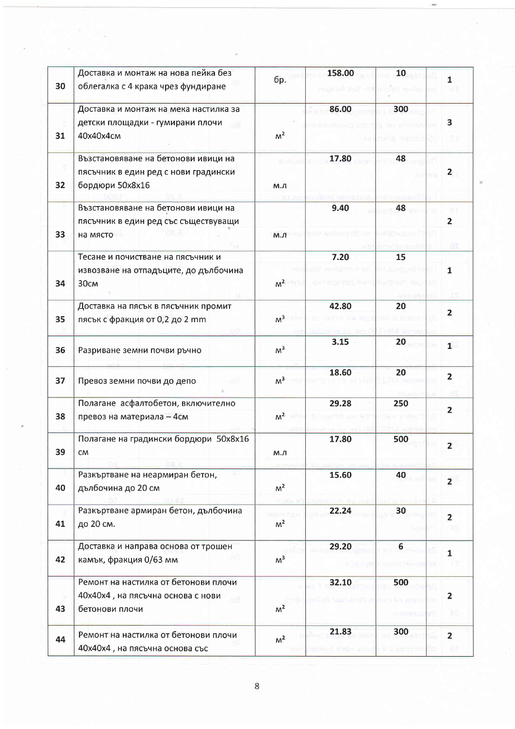| 30 | Доставка и монтаж на нова пейка без облегалка с 4 крака чрез фундиране | бр. | 158.00 | 10 | 1 |
|---|---|---|---|---|---|
| 31 | Доставка и монтаж на мека настилка за детски площадки - гумирани плочи 40х40х4см | м$^2$ | 86.00 | 300 | 3 |
| 32 | Възстановяване на бетонови ивици на пясъчник в един ред с нови градински бордюри 50х8х16 | м.л | 17.80 | 48 | 2 |
| 33 | Възстановяване на бетонови ивици на пясъчник в един ред със съществуващи на място | м.л | 9.40 | 48 | 2 |
| 34 | Тесане и почистване на пясъчник и извозване на отпадъците, до дълбочина 30см | м$^2$ | 7.20 | 15 | 1 |
| 35 | Доставка на пясък в пясъчник промит пясък с фракция от 0,2 до 2 mm | м$^3$ | 42.80 | 20 | 2 |
| 36 | Разриване земни почви ръчно | м$^3$ | 3.15 | 20 | 1 |
| 37 | Превоз земни почви до депо | м$^3$ | 18.60 | 20 | 2 |
| 38 | Полагане асфалтобетон, включително превоз на материала – 4см | м$^2$ | 29.28 | 250 | 2 |
| 39 | Полагане на градински бордюри 50х8х16 см | м.л | 17.80 | 500 | 2 |
| 40 | Разкъртване на неармиран бетон, дълбочина до 20 см | м$^2$ | 15.60 | 40 | 2 |
| 41 | Разкъртване армиран бетон, дълбочина до 20 см. | м$^2$ | 22.24 | 30 | 2 |
| 42 | Доставка и направа основа от трошен камък, фракция 0/63 мм | м$^3$ | 29.20 | 6 | 1 |
| 43 | Ремонт на настилка от бетонови плочи 40х40х4 , на пясъчна основа с нови бетонови плочи | м$^2$ | 32.10 | 500 | 2 |
| 44 | Ремонт на настилка от бетонови плочи 40х40х4 , на пясъчна основа със | м$^2$ | 21.83 | 300 | 2 |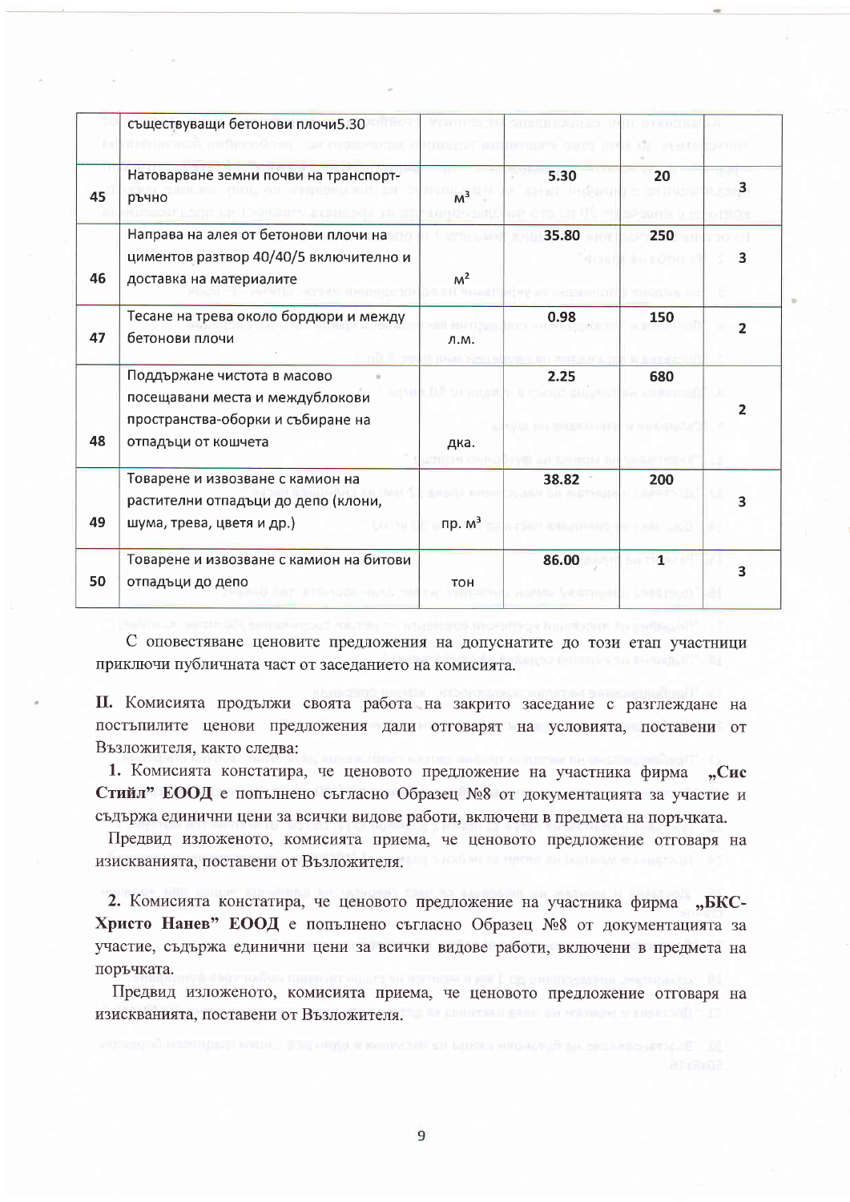| | | | | | |
|---|---|---|---|---|---|
| | съществуващи бетонови плочи5.30 | | | | |
| 45 | Натоварване земни почви на транспорт-ръчно | $м^3$ | 5.30 | 20 | 3 |
| 46 | Направа на алея от бетонови плочи на циментов разтвор 40/40/5 включително и доставка на материалите | $м^2$ | 35.80 | 250 | 3 |
| 47 | Тесане на трева около бордюри и между бетонови плочи | л.м. | 0.98 | 150 | 2 |
| 48 | Поддържане чистота в масово посещавани места и междублокови пространства-оборки и събиране на отпадъци от кошчета | дка. | 2.25 | 680 | 2 |
| 49 | Товарене и извозване с камион на растителни отпадъци до депо (клони, шума, трева, цветя и др.) | пр. $м^3$ | 38.82 | 200 | 3 |
| 50 | Товарене и извозване с камион на битови отпадъци до депо | тон | 86.00 | 1 | 3 |

С оповестяване ценовите предложения на допуснатите до този етап участници приключи публичната част от заседанието на комисията.

**II.** Комисията продължи своята работа на закрито заседание с разглеждане на постъпилите ценови предложения дали отговарят на условията, поставени от Възложителя, както следва:

**1.** Комисията констатира, че ценовото предложение на участника фирма **„Сис Стийл" ЕООД** е попълнено съгласно Образец №8 от документацията за участие и съдържа единични цени за всички видове работи, включени в предмета на поръчката.

Предвид изложеното, комисията приема, че ценовото предложение отговаря на изискванията, поставени от Възложителя.

**2.** Комисията констатира, че ценовото предложение на участника фирма **„БКС-Христо Нанев" ЕООД** е попълнено съгласно Образец №8 от документацията за участие, съдържа единични цени за всички видове работи, включени в предмета на поръчката.

Предвид изложеното, комисията приема, че ценовото предложение отговаря на изискванията, поставени от Възложителя.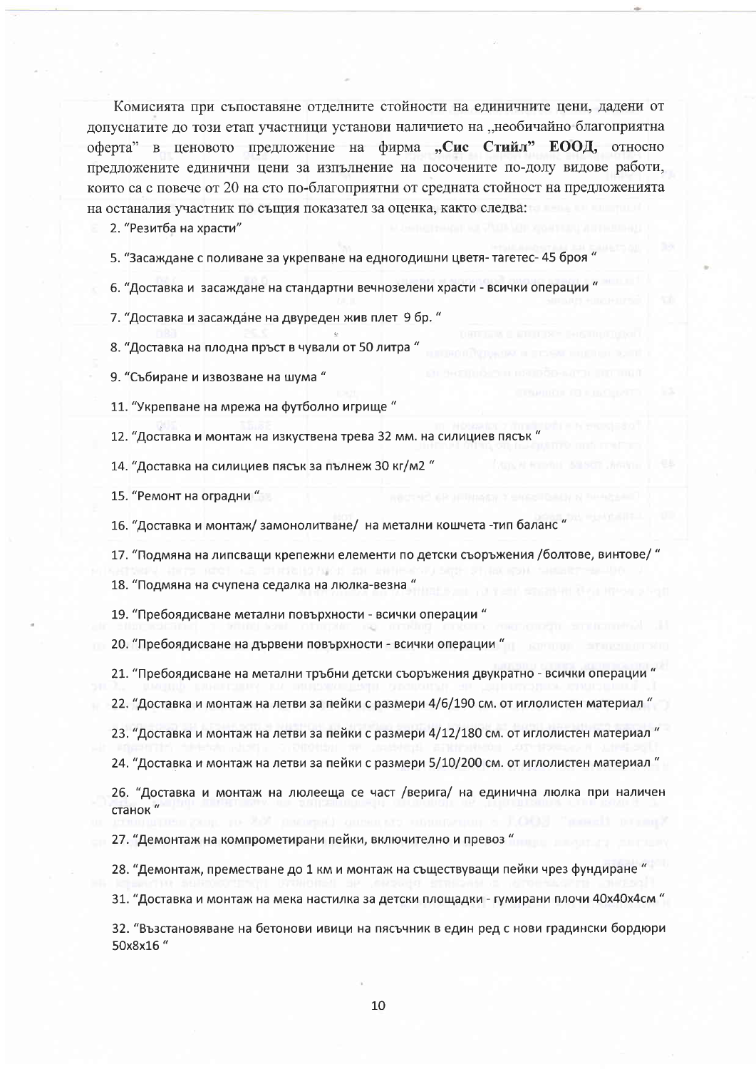Комисията при съпоставяне отделните стойности на единичните цени, дадени от допуснатите до този етап участници установи наличието на „необичайно благоприятна оферта" в ценовото предложение на фирма **„Сис Стийл" ЕООД**, относно предложените единични цени за изпълнение на посочените по-долу видове работи, които са с повече от 20 на сто по-благоприятни от средната стойност на предложенията на останалия участник по същия показател за оценка, както следва:

2. "Резитба на храсти"

5. "Засаждане с поливане за укрепване на едногодишни цветя- тагетес- 45 броя "

6. "Доставка и засаждане на стандартни вечнозелени храсти - всички операции "

7. "Доставка и засаждане на двуреден жив плет 9 бр. "

8. "Доставка на плодна пръст в чували от 50 литра "

9. "Събиране и извозване на шума "

11. "Укрепване на мрежа на футболно игрище "

12. "Доставка и монтаж на изкуствена трева 32 мм. на силициев пясък "

14. "Доставка на силициев пясък за пълнеж 30 кг/м2 "

15. "Ремонт на оградни "

16. "Доставка и монтаж/ замонолитване/ на метални кошчета -тип баланс "

17. "Подмяна на липсващи крепежни елементи по детски съоръжения /болтове, винтове/ "

18. "Подмяна на счупена седалка на люлка-везна "

19. "Пребоядисване метални повърхности - всички операции "

20. "Пребоядисване на дървени повърхности - всички операции "

21. "Пребоядисване на метални тръбни детски съоръжения двукратно - всички операции "

22. "Доставка и монтаж на летви за пейки с размери 4/6/190 см. от иглолистен материал "

23. "Доставка и монтаж на летви за пейки с размери 4/12/180 см. от иглолистен материал "

24. "Доставка и монтаж на летви за пейки с размери 5/10/200 см. от иглолистен материал "

26. "Доставка и монтаж на люлееща се част /верига/ на единична люлка при наличен станок "

27. "Демонтаж на компрометирани пейки, включително и превоз "

28. "Демонтаж, преместване до 1 км и монтаж на съществуващи пейки чрез фундиране "

31. "Доставка и монтаж на мека настилка за детски площадки - гумирани плочи 40х40х4см "

32. "Възстановяване на бетонови ивици на пясъчник в един ред с нови градински бордюри 50х8х16 "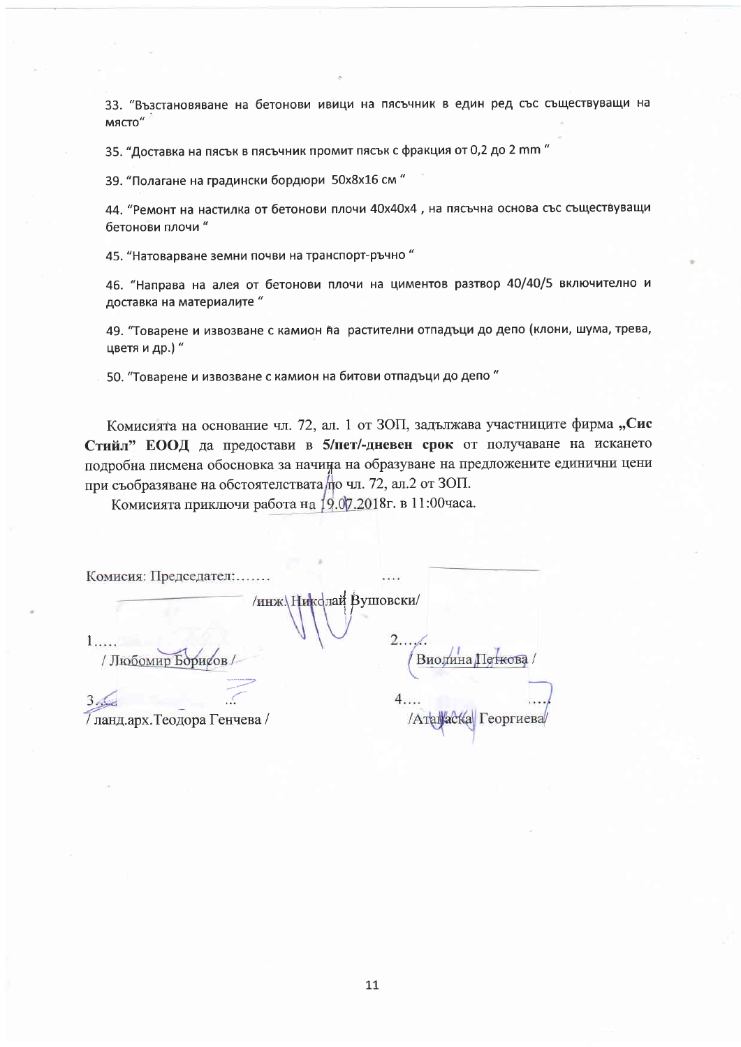33. "Възстановяване на бетонови ивици на пясъчник в един ред със съществуващи на място"

35. "Доставка на пясък в пясъчник промит пясък с фракция от 0,2 до 2 mm "

39. "Полагане на градински бордюри 50х8х16 см "

44. "Ремонт на настилка от бетонови плочи 40х40х4 , на пясъчна основа със съществуващи бетонови плочи "

45. "Натоварване земни почви на транспорт-ръчно "

46. "Направа на алея от бетонови плочи на циментов разтвор 40/40/5 включително и доставка на материалите "

49. "Товарене и извозване с камион на растителни отпадъци до депо (клони, шума, трева, цветя и др.) "

50. "Товарене и извозване с камион на битови отпадъци до депо "

Комисията на основание чл. 72, ал. 1 от ЗОП, задължава участниците фирма **„Сис Стийл" ЕООД** да предостави в **5/пет/-дневен срок** от получаване на искането подробна писмена обосновка за начина на образуване на предложените единични цени при съобразяване на обстоятелствата по чл. 72, ал.2 от ЗОП.

Комисията приключи работа на 19.07.2018г. в 11:00часа.

Комисия: Председател:.......

/инж. Николай Вушовски/

1.....
/ Любомир Борисов /

2.....
/ Виолина Петкова /

3.....
/ ланд.арх.Теодора Генчева /

4....
/Атанаска Георгиева/